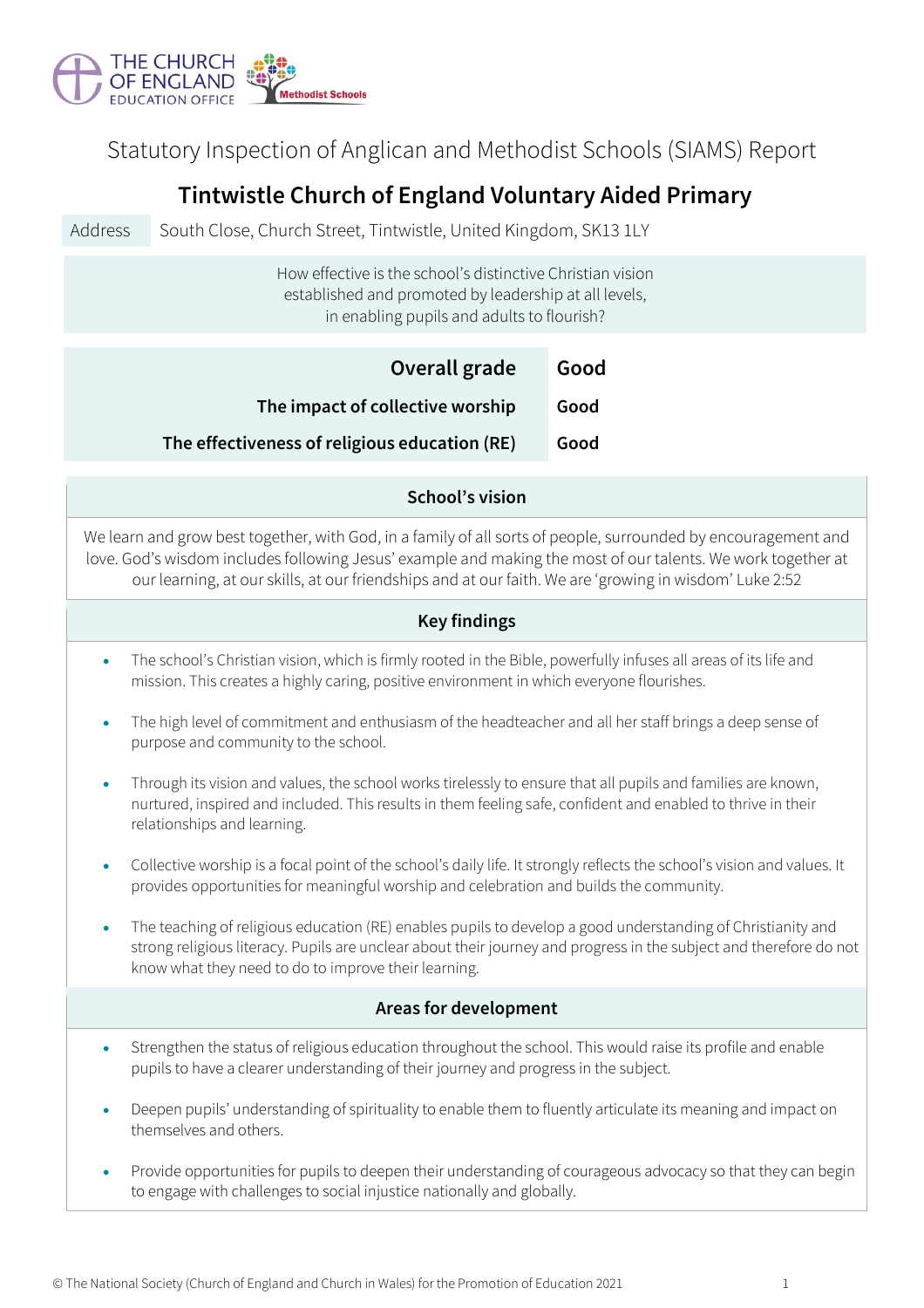THE CHURCH OF ENGLAND EDUCATION OFFICE

Methodist Schools

# Statutory Inspection of Anglican and Methodist Schools (SIAMS) Report

## Tintwistle Church of England Voluntary Aided Primary

| Address | South Close, Church Street, Tintwistle, United Kingdom, SK13 1LY |
|---|---|

How effective is the school's distinctive Christian vision established and promoted by leadership at all levels, in enabling pupils and adults to flourish?

| | |
|---|---|
| **Overall grade** | **Good** |
| **The impact of collective worship** | **Good** |
| **The effectiveness of religious education (RE)** | **Good** |

### School's vision

We learn and grow best together, with God, in a family of all sorts of people, surrounded by encouragement and love. God's wisdom includes following Jesus' example and making the most of our talents. We work together at our learning, at our skills, at our friendships and at our faith. We are 'growing in wisdom' Luke 2:52

### Key findings

- The school's Christian vision, which is firmly rooted in the Bible, powerfully infuses all areas of its life and mission. This creates a highly caring, positive environment in which everyone flourishes.
- The high level of commitment and enthusiasm of the headteacher and all her staff brings a deep sense of purpose and community to the school.
- Through its vision and values, the school works tirelessly to ensure that all pupils and families are known, nurtured, inspired and included. This results in them feeling safe, confident and enabled to thrive in their relationships and learning.
- Collective worship is a focal point of the school's daily life. It strongly reflects the school's vision and values. It provides opportunities for meaningful worship and celebration and builds the community.
- The teaching of religious education (RE) enables pupils to develop a good understanding of Christianity and strong religious literacy. Pupils are unclear about their journey and progress in the subject and therefore do not know what they need to do to improve their learning.

### Areas for development

- Strengthen the status of religious education throughout the school. This would raise its profile and enable pupils to have a clearer understanding of their journey and progress in the subject.
- Deepen pupils' understanding of spirituality to enable them to fluently articulate its meaning and impact on themselves and others.
- Provide opportunities for pupils to deepen their understanding of courageous advocacy so that they can begin to engage with challenges to social injustice nationally and globally.

© The National Society (Church of England and Church in Wales) for the Promotion of Education 2021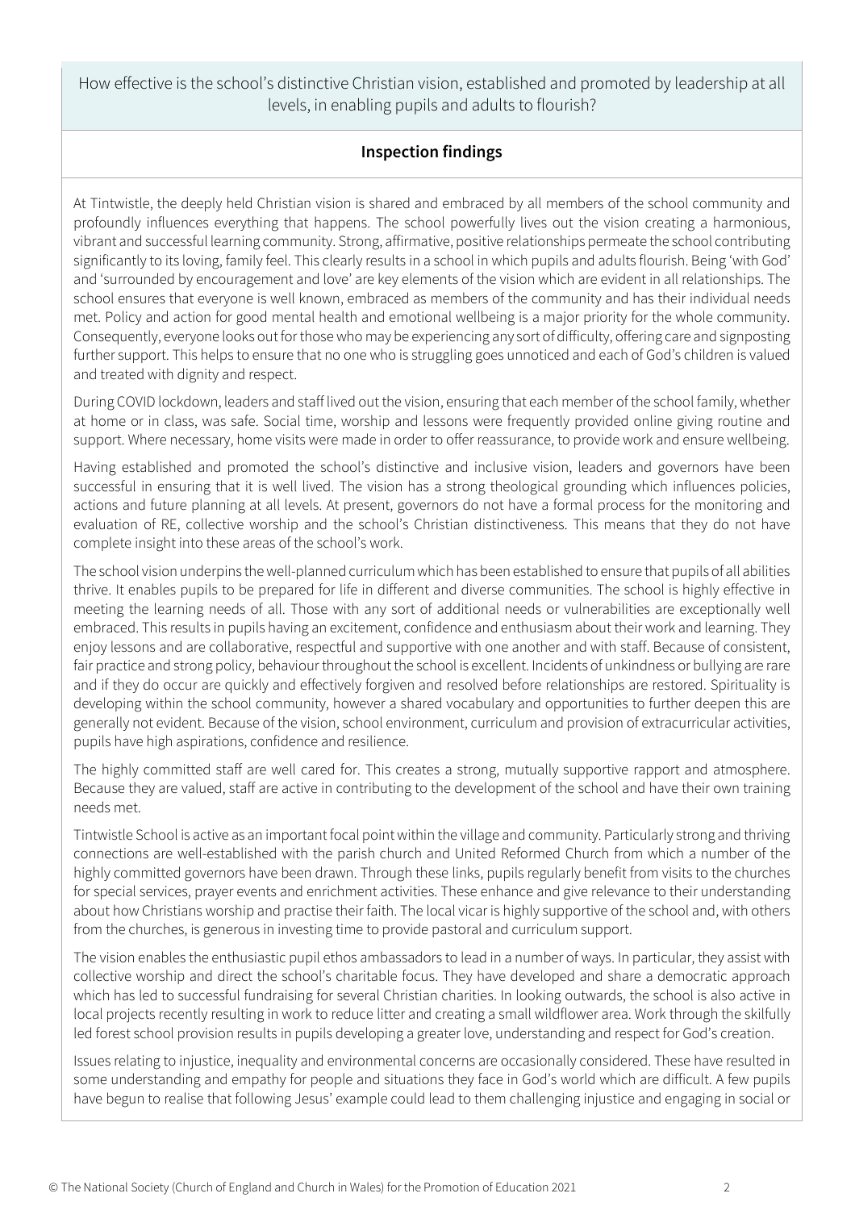How effective is the school's distinctive Christian vision, established and promoted by leadership at all levels, in enabling pupils and adults to flourish?

## Inspection findings

At Tintwistle, the deeply held Christian vision is shared and embraced by all members of the school community and profoundly influences everything that happens. The school powerfully lives out the vision creating a harmonious, vibrant and successful learning community. Strong, affirmative, positive relationships permeate the school contributing significantly to its loving, family feel. This clearly results in a school in which pupils and adults flourish. Being 'with God' and 'surrounded by encouragement and love' are key elements of the vision which are evident in all relationships. The school ensures that everyone is well known, embraced as members of the community and has their individual needs met. Policy and action for good mental health and emotional wellbeing is a major priority for the whole community. Consequently, everyone looks out for those who may be experiencing any sort of difficulty, offering care and signposting further support. This helps to ensure that no one who is struggling goes unnoticed and each of God's children is valued and treated with dignity and respect.

During COVID lockdown, leaders and staff lived out the vision, ensuring that each member of the school family, whether at home or in class, was safe. Social time, worship and lessons were frequently provided online giving routine and support. Where necessary, home visits were made in order to offer reassurance, to provide work and ensure wellbeing.

Having established and promoted the school's distinctive and inclusive vision, leaders and governors have been successful in ensuring that it is well lived. The vision has a strong theological grounding which influences policies, actions and future planning at all levels. At present, governors do not have a formal process for the monitoring and evaluation of RE, collective worship and the school's Christian distinctiveness. This means that they do not have complete insight into these areas of the school's work.

The school vision underpins the well-planned curriculum which has been established to ensure that pupils of all abilities thrive. It enables pupils to be prepared for life in different and diverse communities. The school is highly effective in meeting the learning needs of all. Those with any sort of additional needs or vulnerabilities are exceptionally well embraced. This results in pupils having an excitement, confidence and enthusiasm about their work and learning. They enjoy lessons and are collaborative, respectful and supportive with one another and with staff. Because of consistent, fair practice and strong policy, behaviour throughout the school is excellent. Incidents of unkindness or bullying are rare and if they do occur are quickly and effectively forgiven and resolved before relationships are restored. Spirituality is developing within the school community, however a shared vocabulary and opportunities to further deepen this are generally not evident. Because of the vision, school environment, curriculum and provision of extracurricular activities, pupils have high aspirations, confidence and resilience.

The highly committed staff are well cared for. This creates a strong, mutually supportive rapport and atmosphere. Because they are valued, staff are active in contributing to the development of the school and have their own training needs met.

Tintwistle School is active as an important focal point within the village and community. Particularly strong and thriving connections are well-established with the parish church and United Reformed Church from which a number of the highly committed governors have been drawn. Through these links, pupils regularly benefit from visits to the churches for special services, prayer events and enrichment activities. These enhance and give relevance to their understanding about how Christians worship and practise their faith. The local vicar is highly supportive of the school and, with others from the churches, is generous in investing time to provide pastoral and curriculum support.

The vision enables the enthusiastic pupil ethos ambassadors to lead in a number of ways. In particular, they assist with collective worship and direct the school's charitable focus. They have developed and share a democratic approach which has led to successful fundraising for several Christian charities. In looking outwards, the school is also active in local projects recently resulting in work to reduce litter and creating a small wildflower area. Work through the skilfully led forest school provision results in pupils developing a greater love, understanding and respect for God's creation.

Issues relating to injustice, inequality and environmental concerns are occasionally considered. These have resulted in some understanding and empathy for people and situations they face in God's world which are difficult. A few pupils have begun to realise that following Jesus' example could lead to them challenging injustice and engaging in social or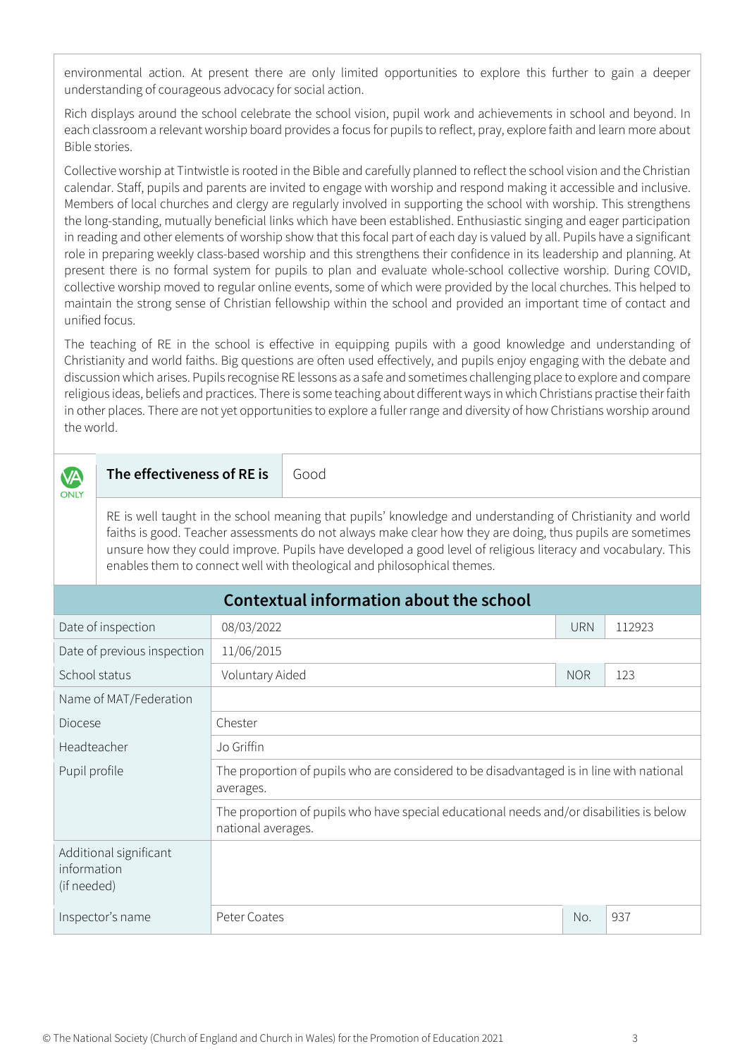environmental action. At present there are only limited opportunities to explore this further to gain a deeper understanding of courageous advocacy for social action.

Rich displays around the school celebrate the school vision, pupil work and achievements in school and beyond. In each classroom a relevant worship board provides a focus for pupils to reflect, pray, explore faith and learn more about Bible stories.

Collective worship at Tintwistle is rooted in the Bible and carefully planned to reflect the school vision and the Christian calendar. Staff, pupils and parents are invited to engage with worship and respond making it accessible and inclusive. Members of local churches and clergy are regularly involved in supporting the school with worship. This strengthens the long-standing, mutually beneficial links which have been established. Enthusiastic singing and eager participation in reading and other elements of worship show that this focal part of each day is valued by all. Pupils have a significant role in preparing weekly class-based worship and this strengthens their confidence in its leadership and planning. At present there is no formal system for pupils to plan and evaluate whole-school collective worship. During COVID, collective worship moved to regular online events, some of which were provided by the local churches. This helped to maintain the strong sense of Christian fellowship within the school and provided an important time of contact and unified focus.

The teaching of RE in the school is effective in equipping pupils with a good knowledge and understanding of Christianity and world faiths. Big questions are often used effectively, and pupils enjoy engaging with the debate and discussion which arises. Pupils recognise RE lessons as a safe and sometimes challenging place to explore and compare religious ideas, beliefs and practices. There is some teaching about different ways in which Christians practise their faith in other places. There are not yet opportunities to explore a fuller range and diversity of how Christians worship around the world.

VA ONLY

| **The effectiveness of RE is** | Good |
|---|---|

RE is well taught in the school meaning that pupils' knowledge and understanding of Christianity and world faiths is good. Teacher assessments do not always make clear how they are doing, thus pupils are sometimes unsure how they could improve. Pupils have developed a good level of religious literacy and vocabulary. This enables them to connect well with theological and philosophical themes.

## Contextual information about the school

| | | | |
|---|---|---|---|
| Date of inspection | 08/03/2022 | URN | 112923 |
| Date of previous inspection | 11/06/2015 | | |
| School status | Voluntary Aided | NOR | 123 |
| Name of MAT/Federation | | | |
| Diocese | Chester | | |
| Headteacher | Jo Griffin | | |
| Pupil profile | The proportion of pupils who are considered to be disadvantaged is in line with national averages. | | |
| | The proportion of pupils who have special educational needs and/or disabilities is below national averages. | | |
| Additional significant information (if needed) | | | |
| Inspector's name | Peter Coates | No. | 937 |

© The National Society (Church of England and Church in Wales) for the Promotion of Education 2021